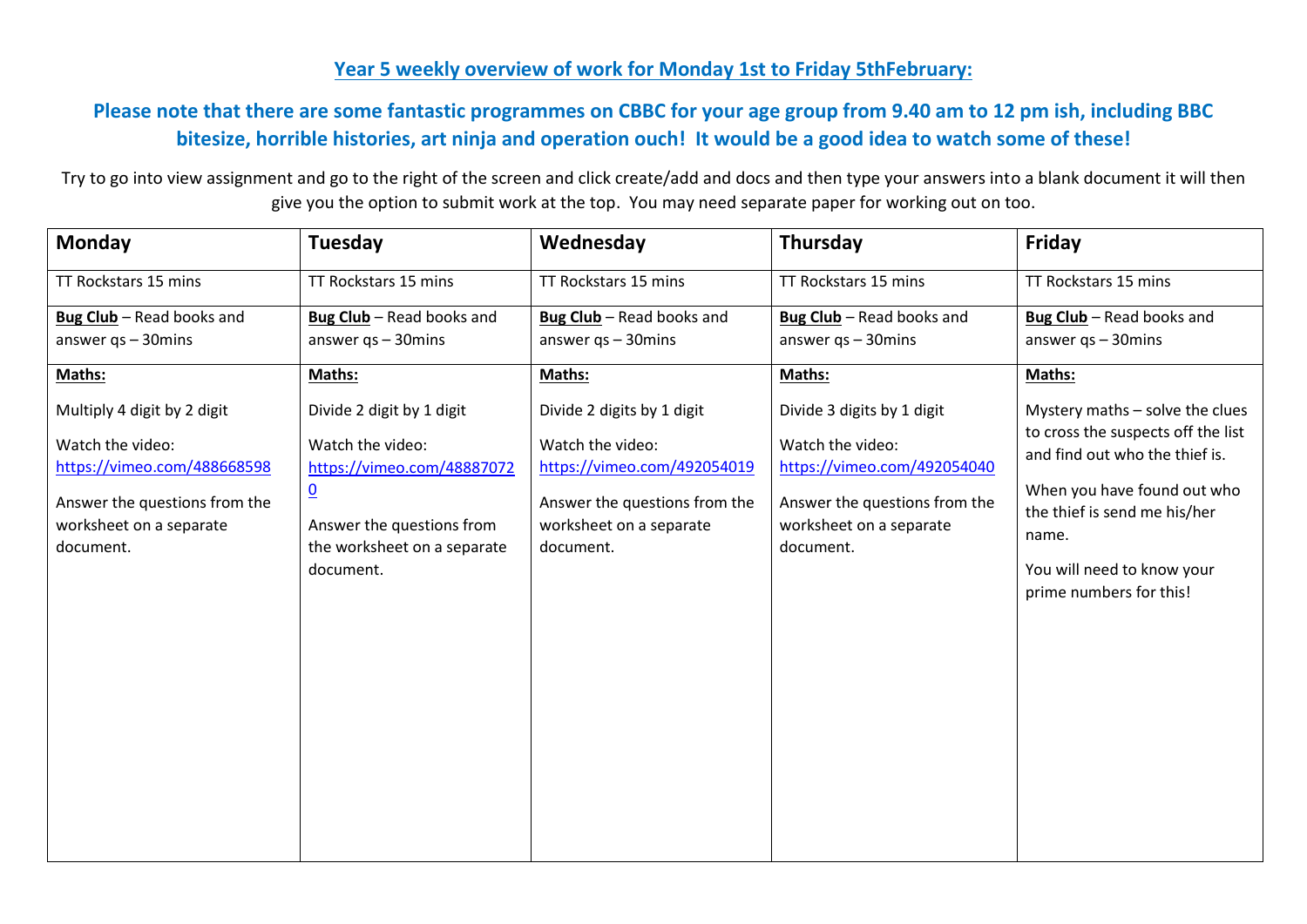## Year 5 weekly overview of work for Monday 1st to Friday 5thFebruary:

### Please note that there are some fantastic programmes on CBBC for your age group from 9.40 am to 12 pm ish, including BBC bitesize, horrible histories, art ninja and operation ouch! It would be a good idea to watch some of these!

Try to go into view assignment and go to the right of the screen and click create/add and docs and then type your answers into a blank document it will then give you the option to submit work at the top. You may need separate paper for working out on too.

| Monday | Tuesday | Wednesday | Thursday | Friday |
|---|---|---|---|---|
| TT Rockstars 15 mins | TT Rockstars 15 mins | TT Rockstars 15 mins | TT Rockstars 15 mins | TT Rockstars 15 mins |
| **Bug Club** – Read books and answer qs – 30mins | **Bug Club** – Read books and answer qs – 30mins | **Bug Club** – Read books and answer qs – 30mins | **Bug Club** – Read books and answer qs – 30mins | **Bug Club** – Read books and answer qs – 30mins |
| **Maths:**<br><br>Multiply 4 digit by 2 digit<br><br>Watch the video: https://vimeo.com/488668598<br><br>Answer the questions from the worksheet on a separate document. | **Maths:**<br><br>Divide 2 digit by 1 digit<br><br>Watch the video: https://vimeo.com/488870720<br><br>Answer the questions from the worksheet on a separate document. | **Maths:**<br><br>Divide 2 digits by 1 digit<br><br>Watch the video: https://vimeo.com/492054019<br><br>Answer the questions from the worksheet on a separate document. | **Maths:**<br><br>Divide 3 digits by 1 digit<br><br>Watch the video: https://vimeo.com/492054040<br><br>Answer the questions from the worksheet on a separate document. | **Maths:**<br><br>Mystery maths – solve the clues to cross the suspects off the list and find out who the thief is.<br><br>When you have found out who the thief is send me his/her name.<br><br>You will need to know your prime numbers for this! |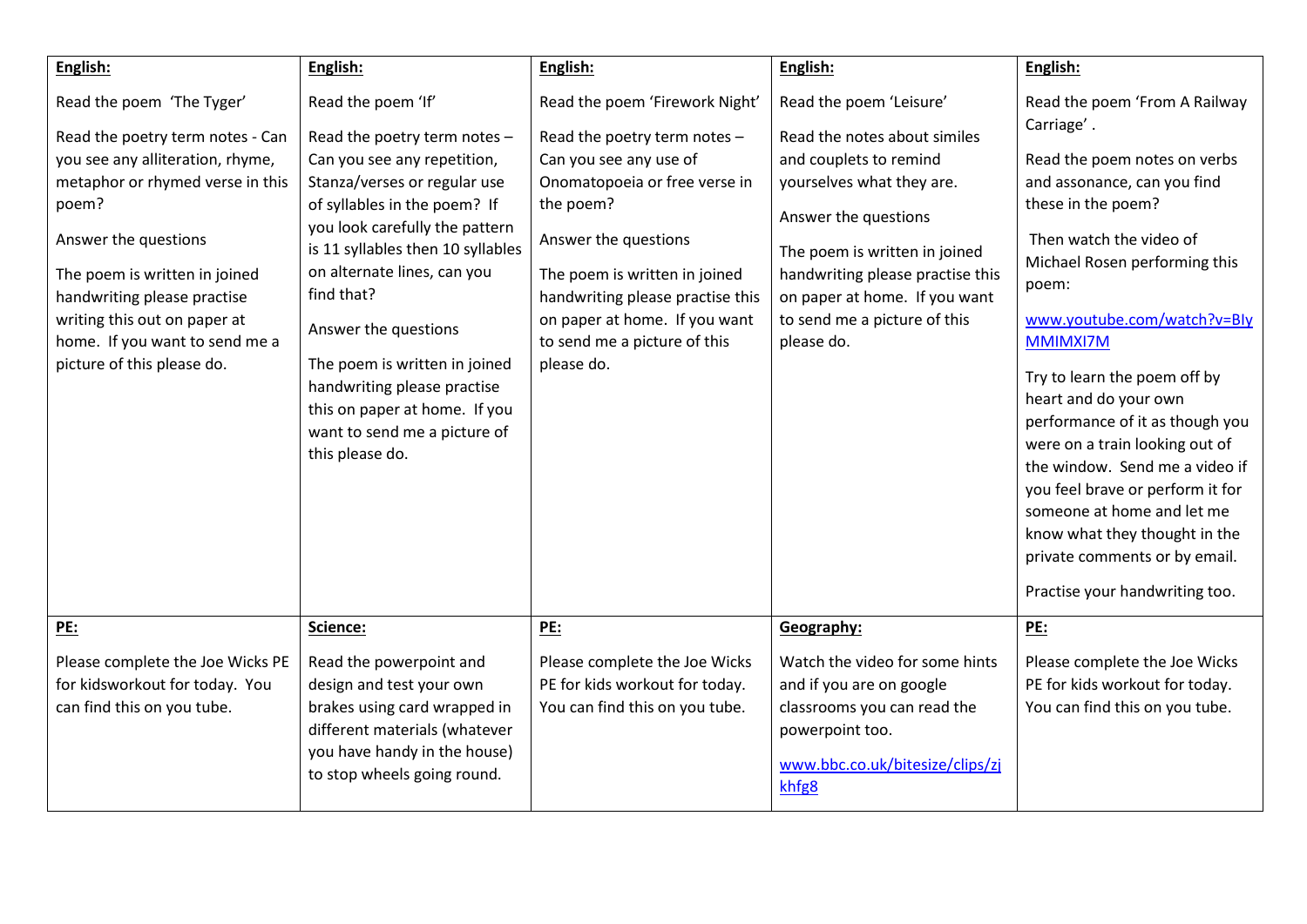| **English:** | **English:** | **English:** | **English:** | **English:** |
|---|---|---|---|---|
| Read the poem 'The Tyger'<br><br>Read the poetry term notes - Can you see any alliteration, rhyme, metaphor or rhymed verse in this poem?<br><br>Answer the questions<br><br>The poem is written in joined handwriting please practise writing this out on paper at home. If you want to send me a picture of this please do. | Read the poem 'If'<br><br>Read the poetry term notes – Can you see any repetition, Stanza/verses or regular use of syllables in the poem? If you look carefully the pattern is 11 syllables then 10 syllables on alternate lines, can you find that?<br><br>Answer the questions<br><br>The poem is written in joined handwriting please practise this on paper at home. If you want to send me a picture of this please do. | Read the poem 'Firework Night'<br><br>Read the poetry term notes – Can you see any use of Onomatopoeia or free verse in the poem?<br><br>Answer the questions<br><br>The poem is written in joined handwriting please practise this on paper at home. If you want to send me a picture of this please do. | Read the poem 'Leisure'<br><br>Read the notes about similes and couplets to remind yourselves what they are.<br><br>Answer the questions<br><br>The poem is written in joined handwriting please practise this on paper at home. If you want to send me a picture of this please do. | Read the poem 'From A Railway Carriage' .<br><br>Read the poem notes on verbs and assonance, can you find these in the poem?<br><br>Then watch the video of Michael Rosen performing this poem:<br><br>www.youtube.com/watch?v=BlyMMIMXI7M<br><br>Try to learn the poem off by heart and do your own performance of it as though you were on a train looking out of the window. Send me a video if you feel brave or perform it for someone at home and let me know what they thought in the private comments or by email.<br><br>Practise your handwriting too. |
| **PE:**<br><br>Please complete the Joe Wicks PE for kidsworkout for today. You can find this on you tube. | **Science:**<br><br>Read the powerpoint and design and test your own brakes using card wrapped in different materials (whatever you have handy in the house) to stop wheels going round. | **PE:**<br><br>Please complete the Joe Wicks PE for kids workout for today. You can find this on you tube. | **Geography:**<br><br>Watch the video for some hints and if you are on google classrooms you can read the powerpoint too.<br><br>www.bbc.co.uk/bitesize/clips/zjkhfg8 | **PE:**<br><br>Please complete the Joe Wicks PE for kids workout for today. You can find this on you tube. |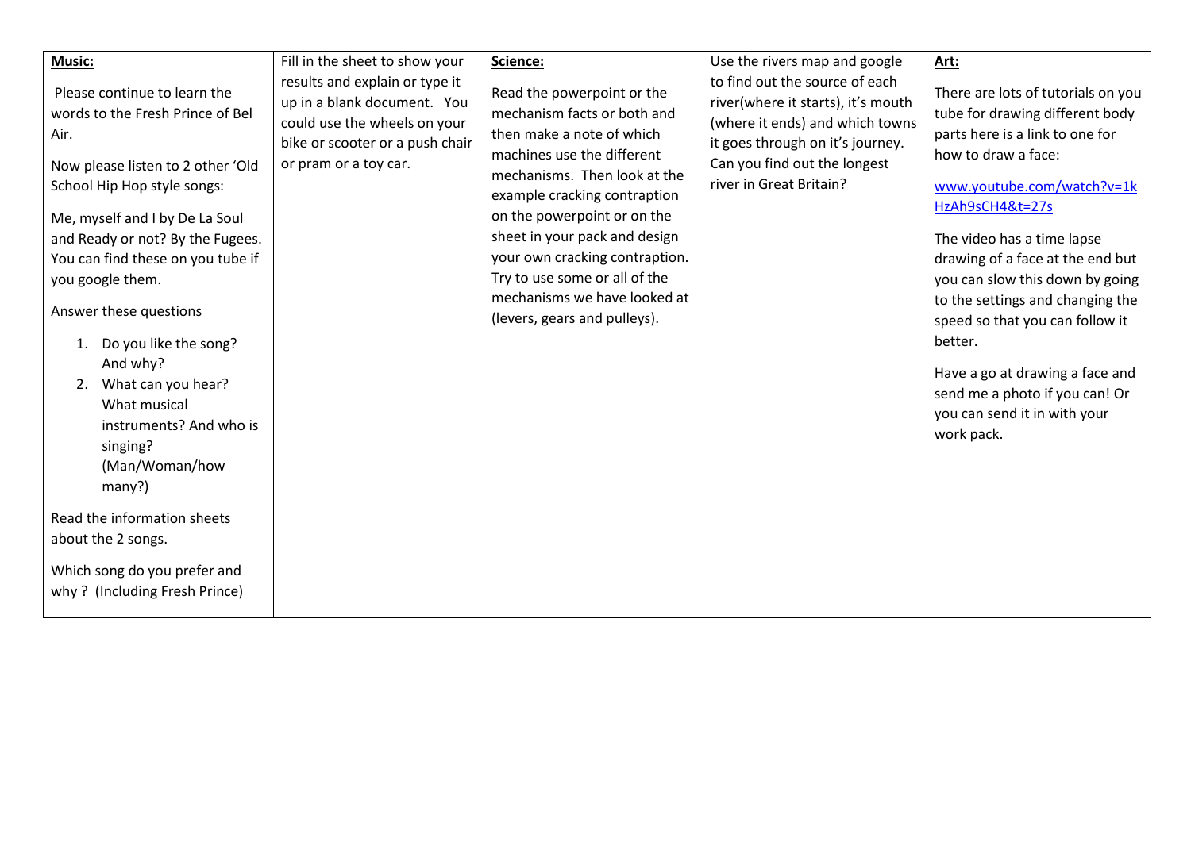| | | | | |
|---|---|---|---|---|
| **Music:**<br><br>Please continue to learn the words to the Fresh Prince of Bel Air.<br><br>Now please listen to 2 other 'Old School Hip Hop style songs:<br><br>Me, myself and I by De La Soul and Ready or not? By the Fugees. You can find these on you tube if you google them.<br><br>Answer these questions<br><br>1. Do you like the song? And why?<br>2. What can you hear? What musical instruments? And who is singing? (Man/Woman/how many?)<br><br>Read the information sheets about the 2 songs.<br><br>Which song do you prefer and why ? (Including Fresh Prince) | Fill in the sheet to show your results and explain or type it up in a blank document. You could use the wheels on your bike or scooter or a push chair or pram or a toy car. | **Science:**<br><br>Read the powerpoint or the mechanism facts or both and then make a note of which machines use the different mechanisms. Then look at the example cracking contraption on the powerpoint or on the sheet in your pack and design your own cracking contraption. Try to use some or all of the mechanisms we have looked at (levers, gears and pulleys). | Use the rivers map and google to find out the source of each river(where it starts), it's mouth (where it ends) and which towns it goes through on it's journey. Can you find out the longest river in Great Britain? | **Art:**<br><br>There are lots of tutorials on you tube for drawing different body parts here is a link to one for how to draw a face:<br><br>www.youtube.com/watch?v=1kHzAh9sCH4&t=27s<br><br>The video has a time lapse drawing of a face at the end but you can slow this down by going to the settings and changing the speed so that you can follow it better.<br><br>Have a go at drawing a face and send me a photo if you can! Or you can send it in with your work pack. |